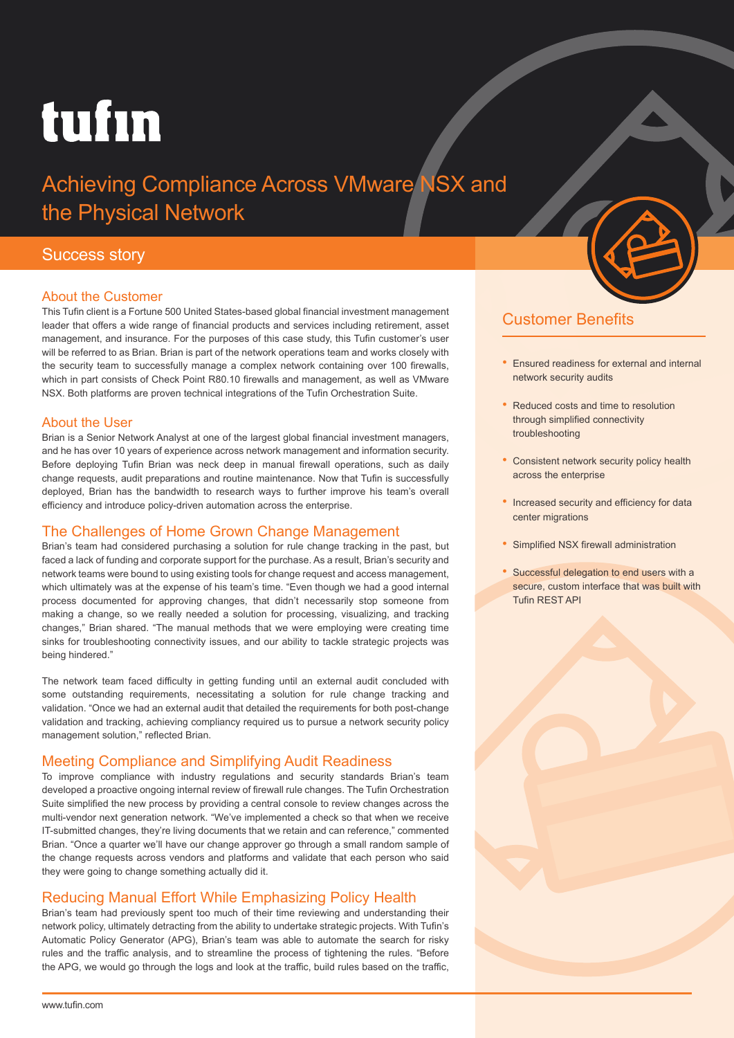# tufin

# Achieving Compliance Across VMware NSX and the Physical Network

## Success story

### About the Customer

This Tufin client is a Fortune 500 United States-based global financial investment management leader that offers a wide range of financial products and services including retirement, asset management, and insurance. For the purposes of this case study, this Tufin customer's user will be referred to as Brian. Brian is part of the network operations team and works closely with the security team to successfully manage a complex network containing over 100 firewalls, which in part consists of Check Point R80.10 firewalls and management, as well as VMware NSX. Both platforms are proven technical integrations of the Tufin Orchestration Suite.

### About the User

Brian is a Senior Network Analyst at one of the largest global financial investment managers, and he has over 10 years of experience across network management and information security. Before deploying Tufin Brian was neck deep in manual firewall operations, such as daily change requests, audit preparations and routine maintenance. Now that Tufin is successfully deployed, Brian has the bandwidth to research ways to further improve his team's overall efficiency and introduce policy-driven automation across the enterprise.

### The Challenges of Home Grown Change Management

Brian's team had considered purchasing a solution for rule change tracking in the past, but faced a lack of funding and corporate support for the purchase. As a result, Brian's security and network teams were bound to using existing tools for change request and access management, which ultimately was at the expense of his team's time. "Even though we had a good internal process documented for approving changes, that didn't necessarily stop someone from making a change, so we really needed a solution for processing, visualizing, and tracking changes," Brian shared. "The manual methods that we were employing were creating time sinks for troubleshooting connectivity issues, and our ability to tackle strategic projects was being hindered."

The network team faced difficulty in getting funding until an external audit concluded with some outstanding requirements, necessitating a solution for rule change tracking and validation. "Once we had an external audit that detailed the requirements for both post-change validation and tracking, achieving compliancy required us to pursue a network security policy management solution," reflected Brian.

### Meeting Compliance and Simplifying Audit Readiness

To improve compliance with industry regulations and security standards Brian's team developed a proactive ongoing internal review of firewall rule changes. The Tufin Orchestration Suite simplified the new process by providing a central console to review changes across the multi-vendor next generation network. "We've implemented a check so that when we receive IT-submitted changes, they're living documents that we retain and can reference," commented Brian. "Once a quarter we'll have our change approver go through a small random sample of the change requests across vendors and platforms and validate that each person who said they were going to change something actually did it.

### Reducing Manual Effort While Emphasizing Policy Health

Brian's team had previously spent too much of their time reviewing and understanding their network policy, ultimately detracting from the ability to undertake strategic projects. With Tufin's Automatic Policy Generator (APG), Brian's team was able to automate the search for risky rules and the traffic analysis, and to streamline the process of tightening the rules. "Before the APG, we would go through the logs and look at the traffic, build rules based on the traffic,

### Customer Benefits

- Ensured readiness for external and internal network security audits
- Reduced costs and time to resolution through simplified connectivity troubleshooting
- Consistent network security policy health across the enterprise
- Increased security and efficiency for data center migrations
- Simplified NSX firewall administration
- Successful delegation to end users with a secure, custom interface that was built with Tufin REST API

www.tufin.com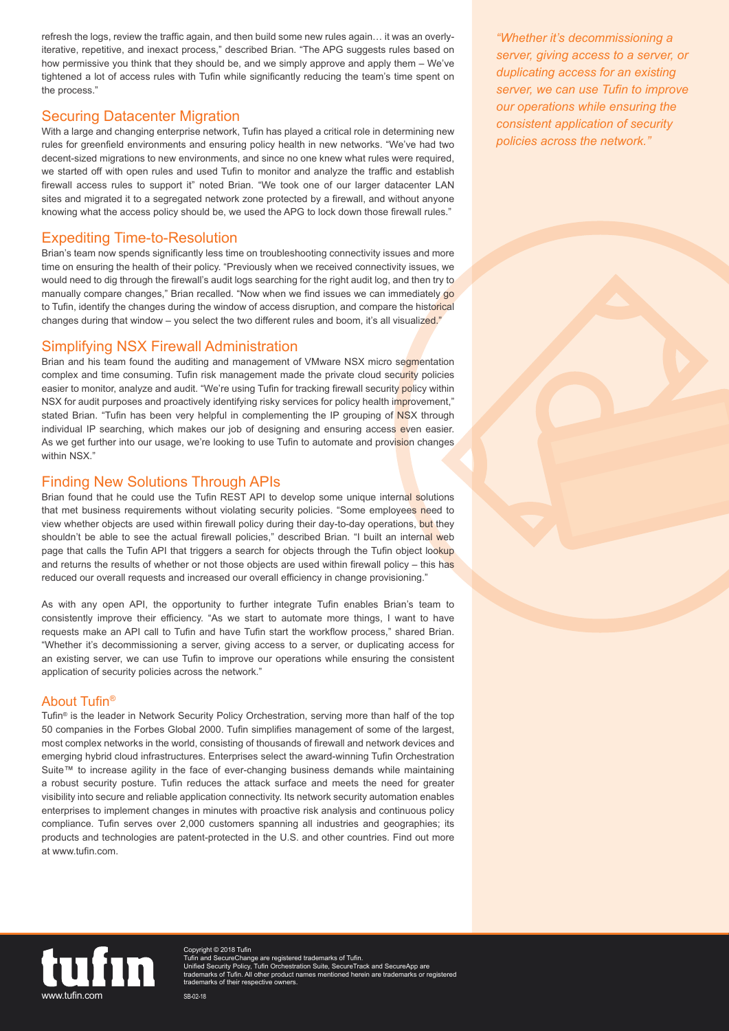refresh the logs, review the traffic again, and then build some new rules again… it was an overly-iterative, repetitive, and inexact process," described Brian. "The APG suggests rules based on how permissive you think that they should be, and we simply approve and apply them – We've tightened a lot of access rules with Tufin while significantly reducing the team's time spent on the process."

## Securing Datacenter Migration

With a large and changing enterprise network, Tufin has played a critical role in determining new rules for greenfield environments and ensuring policy health in new networks. "We've had two decent-sized migrations to new environments, and since no one knew what rules were required, we started off with open rules and used Tufin to monitor and analyze the traffic and establish firewall access rules to support it" noted Brian. "We took one of our larger datacenter LAN sites and migrated it to a segregated network zone protected by a firewall, and without anyone knowing what the access policy should be, we used the APG to lock down those firewall rules."

## Expediting Time-to-Resolution

Brian's team now spends significantly less time on troubleshooting connectivity issues and more time on ensuring the health of their policy. "Previously when we received connectivity issues, we would need to dig through the firewall's audit logs searching for the right audit log, and then try to manually compare changes," Brian recalled. "Now when we find issues we can immediately go to Tufin, identify the changes during the window of access disruption, and compare the historical changes during that window – you select the two different rules and boom, it's all visualized."

## Simplifying NSX Firewall Administration

Brian and his team found the auditing and management of VMware NSX micro segmentation complex and time consuming. Tufin risk management made the private cloud security policies easier to monitor, analyze and audit. "We're using Tufin for tracking firewall security policy within NSX for audit purposes and proactively identifying risky services for policy health improvement," stated Brian. "Tufin has been very helpful in complementing the IP grouping of NSX through individual IP searching, which makes our job of designing and ensuring access even easier. As we get further into our usage, we're looking to use Tufin to automate and provision changes within NSX."

## Finding New Solutions Through APIs

Brian found that he could use the Tufin REST API to develop some unique internal solutions that met business requirements without violating security policies. "Some employees need to view whether objects are used within firewall policy during their day-to-day operations, but they shouldn't be able to see the actual firewall policies," described Brian. "I built an internal web page that calls the Tufin API that triggers a search for objects through the Tufin object lookup and returns the results of whether or not those objects are used within firewall policy – this has reduced our overall requests and increased our overall efficiency in change provisioning."

As with any open API, the opportunity to further integrate Tufin enables Brian's team to consistently improve their efficiency. "As we start to automate more things, I want to have requests make an API call to Tufin and have Tufin start the workflow process," shared Brian. "Whether it's decommissioning a server, giving access to a server, or duplicating access for an existing server, we can use Tufin to improve our operations while ensuring the consistent application of security policies across the network."

*"Whether it's decommissioning a server, giving access to a server, or duplicating access for an existing server, we can use Tufin to improve our operations while ensuring the consistent application of security policies across the network."*

## About Tufin®

Tufin® is the leader in Network Security Policy Orchestration, serving more than half of the top 50 companies in the Forbes Global 2000. Tufin simplifies management of some of the largest, most complex networks in the world, consisting of thousands of firewall and network devices and emerging hybrid cloud infrastructures. Enterprises select the award-winning Tufin Orchestration Suite™ to increase agility in the face of ever-changing business demands while maintaining a robust security posture. Tufin reduces the attack surface and meets the need for greater visibility into secure and reliable application connectivity. Its network security automation enables enterprises to implement changes in minutes with proactive risk analysis and continuous policy compliance. Tufin serves over 2,000 customers spanning all industries and geographies; its products and technologies are patent-protected in the U.S. and other countries. Find out more at www.tufin.com.

tufin
www.tufin.com

Copyright © 2018 Tufin
Tufin and SecureChange are registered trademarks of Tufin.
Unified Security Policy, Tufin Orchestration Suite, SecureTrack and SecureApp are trademarks of Tufin. All other product names mentioned herein are trademarks or registered trademarks of their respective owners.

SB-02-18